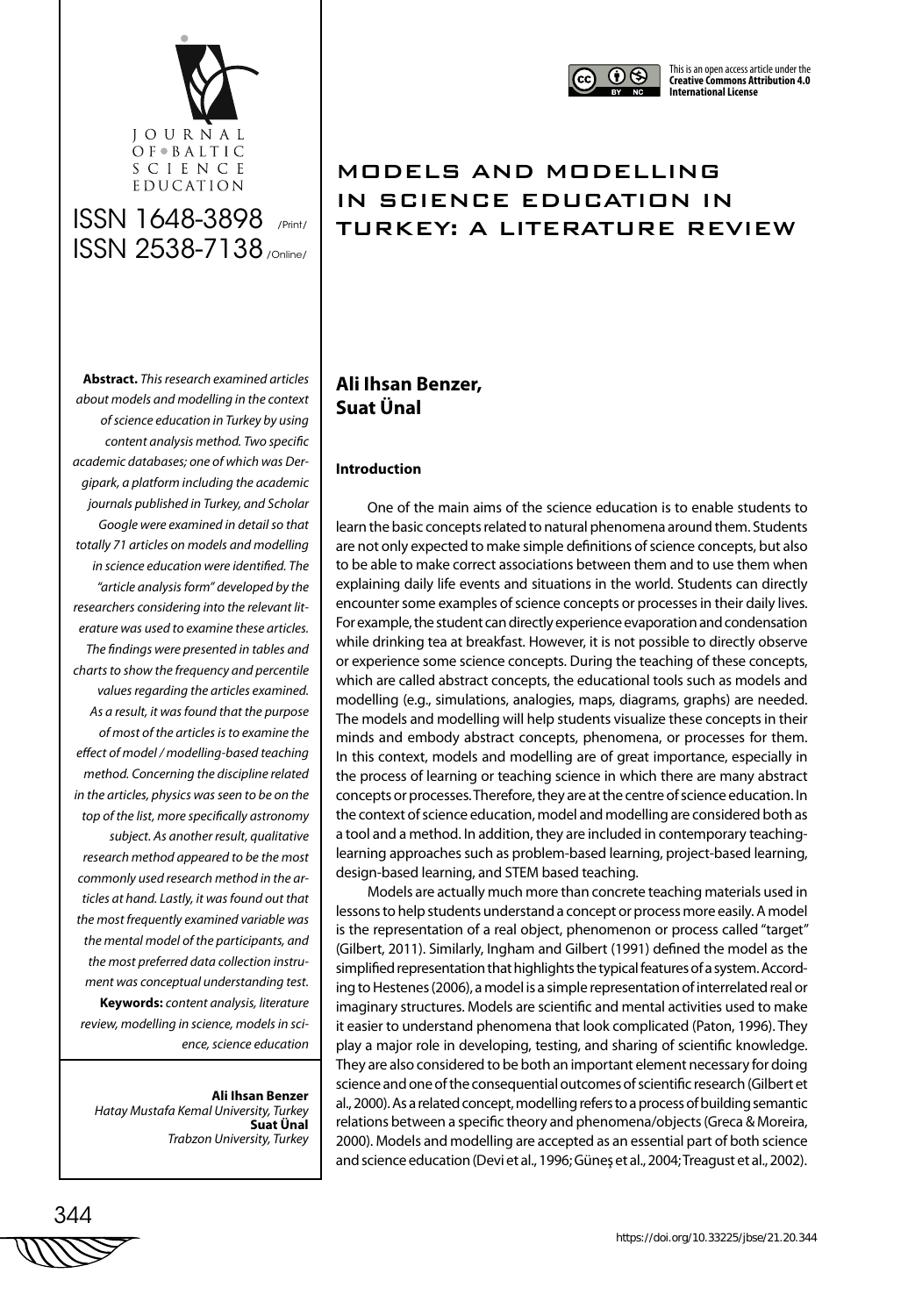Journal of Baltic Science Education

ISSN 1648-3898 /Print/
ISSN 2538-7138 /Online/

This is an open access article under the **Creative Commons Attribution 4.0 International License**

# MODELS AND MODELLING IN SCIENCE EDUCATION IN TURKEY: A LITERATURE REVIEW

**Ali Ihsan Benzer, Suat Ünal**

**Abstract.** *This research examined articles about models and modelling in the context of science education in Turkey by using content analysis method. Two specific academic databases; one of which was Dergipark, a platform including the academic journals published in Turkey, and Scholar Google were examined in detail so that totally 71 articles on models and modelling in science education were identified. The "article analysis form" developed by the researchers considering into the relevant literature was used to examine these articles. The findings were presented in tables and charts to show the frequency and percentile values regarding the articles examined. As a result, it was found that the purpose of most of the articles is to examine the effect of model / modelling-based teaching method. Concerning the discipline related in the articles, physics was seen to be on the top of the list, more specifically astronomy subject. As another result, qualitative research method appeared to be the most commonly used research method in the articles at hand. Lastly, it was found out that the most frequently examined variable was the mental model of the participants, and the most preferred data collection instrument was conceptual understanding test.*

**Keywords:** *content analysis, literature review, modelling in science, models in science, science education*

**Ali Ihsan Benzer**
*Hatay Mustafa Kemal University, Turkey*
**Suat Ünal**
*Trabzon University, Turkey*

## Introduction

One of the main aims of the science education is to enable students to learn the basic concepts related to natural phenomena around them. Students are not only expected to make simple definitions of science concepts, but also to be able to make correct associations between them and to use them when explaining daily life events and situations in the world. Students can directly encounter some examples of science concepts or processes in their daily lives. For example, the student can directly experience evaporation and condensation while drinking tea at breakfast. However, it is not possible to directly observe or experience some science concepts. During the teaching of these concepts, which are called abstract concepts, the educational tools such as models and modelling (e.g., simulations, analogies, maps, diagrams, graphs) are needed. The models and modelling will help students visualize these concepts in their minds and embody abstract concepts, phenomena, or processes for them. In this context, models and modelling are of great importance, especially in the process of learning or teaching science in which there are many abstract concepts or processes. Therefore, they are at the centre of science education. In the context of science education, model and modelling are considered both as a tool and a method. In addition, they are included in contemporary teaching-learning approaches such as problem-based learning, project-based learning, design-based learning, and STEM based teaching.

Models are actually much more than concrete teaching materials used in lessons to help students understand a concept or process more easily. A model is the representation of a real object, phenomenon or process called "target" (Gilbert, 2011). Similarly, Ingham and Gilbert (1991) defined the model as the simplified representation that highlights the typical features of a system. According to Hestenes (2006), a model is a simple representation of interrelated real or imaginary structures. Models are scientific and mental activities used to make it easier to understand phenomena that look complicated (Paton, 1996). They play a major role in developing, testing, and sharing of scientific knowledge. They are also considered to be both an important element necessary for doing science and one of the consequential outcomes of scientific research (Gilbert et al., 2000). As a related concept, modelling refers to a process of building semantic relations between a specific theory and phenomena/objects (Greca & Moreira, 2000). Models and modelling are accepted as an essential part of both science and science education (Devi et al., 1996; Güneş et al., 2004; Treagust et al., 2002).

https://doi.org/10.33225/jbse/21.20.344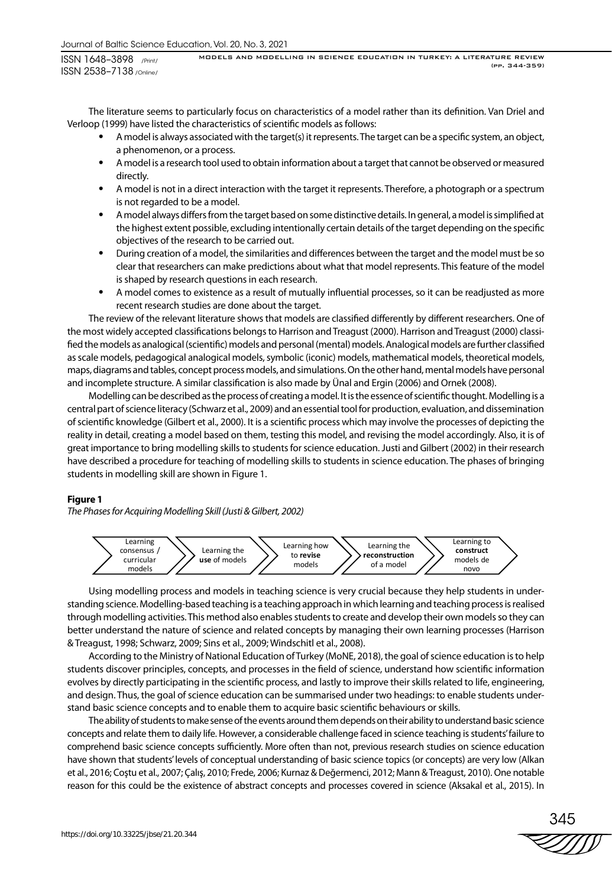The literature seems to particularly focus on characteristics of a model rather than its definition. Van Driel and Verloop (1999) have listed the characteristics of scientific models as follows:

- A model is always associated with the target(s) it represents. The target can be a specific system, an object, a phenomenon, or a process.
- A model is a research tool used to obtain information about a target that cannot be observed or measured directly.
- A model is not in a direct interaction with the target it represents. Therefore, a photograph or a spectrum is not regarded to be a model.
- A model always differs from the target based on some distinctive details. In general, a model is simplified at the highest extent possible, excluding intentionally certain details of the target depending on the specific objectives of the research to be carried out.
- During creation of a model, the similarities and differences between the target and the model must be so clear that researchers can make predictions about what that model represents. This feature of the model is shaped by research questions in each research.
- A model comes to existence as a result of mutually influential processes, so it can be readjusted as more recent research studies are done about the target.

The review of the relevant literature shows that models are classified differently by different researchers. One of the most widely accepted classifications belongs to Harrison and Treagust (2000). Harrison and Treagust (2000) classified the models as analogical (scientific) models and personal (mental) models. Analogical models are further classified as scale models, pedagogical analogical models, symbolic (iconic) models, mathematical models, theoretical models, maps, diagrams and tables, concept process models, and simulations. On the other hand, mental models have personal and incomplete structure. A similar classification is also made by Ünal and Ergin (2006) and Ornek (2008).

Modelling can be described as the process of creating a model. It is the essence of scientific thought. Modelling is a central part of science literacy (Schwarz et al., 2009) and an essential tool for production, evaluation, and dissemination of scientific knowledge (Gilbert et al., 2000). It is a scientific process which may involve the processes of depicting the reality in detail, creating a model based on them, testing this model, and revising the model accordingly. Also, it is of great importance to bring modelling skills to students for science education. Justi and Gilbert (2002) in their research have described a procedure for teaching of modelling skills to students in science education. The phases of bringing students in modelling skill are shown in Figure 1.

**Figure 1**

*The Phases for Acquiring Modelling Skill (Justi & Gilbert, 2002)*

Learning consensus / curricular models → Learning the **use** of models → Learning how to **revise** models → Learning the **reconstruction** of a model → Learning to **construct** models de novo

Using modelling process and models in teaching science is very crucial because they help students in understanding science. Modelling-based teaching is a teaching approach in which learning and teaching process is realised through modelling activities. This method also enables students to create and develop their own models so they can better understand the nature of science and related concepts by managing their own learning processes (Harrison & Treagust, 1998; Schwarz, 2009; Sins et al., 2009; Windschitl et al., 2008).

According to the Ministry of National Education of Turkey (MoNE, 2018), the goal of science education is to help students discover principles, concepts, and processes in the field of science, understand how scientific information evolves by directly participating in the scientific process, and lastly to improve their skills related to life, engineering, and design. Thus, the goal of science education can be summarised under two headings: to enable students understand basic science concepts and to enable them to acquire basic scientific behaviours or skills.

The ability of students to make sense of the events around them depends on their ability to understand basic science concepts and relate them to daily life. However, a considerable challenge faced in science teaching is students' failure to comprehend basic science concepts sufficiently. More often than not, previous research studies on science education have shown that students' levels of conceptual understanding of basic science topics (or concepts) are very low (Alkan et al., 2016; Coştu et al., 2007; Çalış, 2010; Frede, 2006; Kurnaz & Değermenci, 2012; Mann & Treagust, 2010). One notable reason for this could be the existence of abstract concepts and processes covered in science (Aksakal et al., 2015). In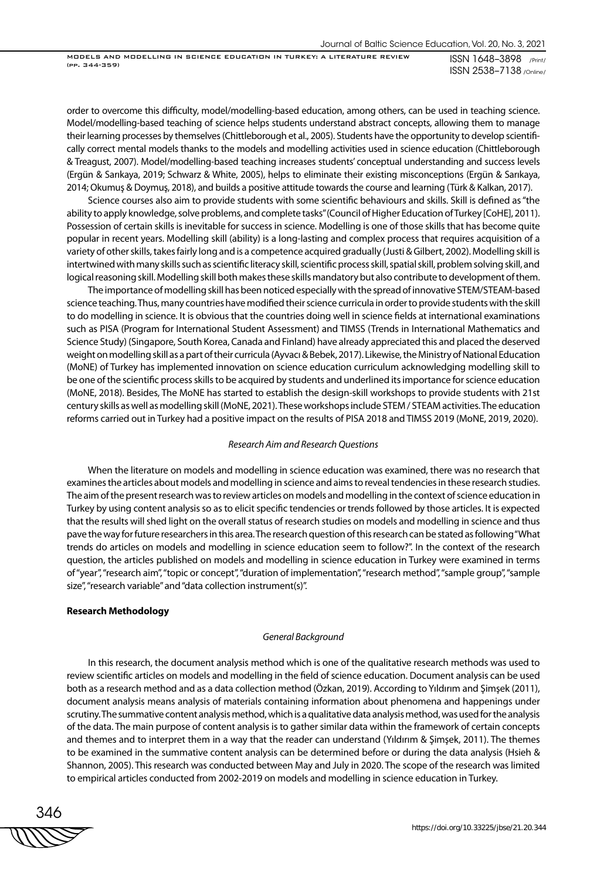order to overcome this difficulty, model/modelling-based education, among others, can be used in teaching science. Model/modelling-based teaching of science helps students understand abstract concepts, allowing them to manage their learning processes by themselves (Chittleborough et al., 2005). Students have the opportunity to develop scientifically correct mental models thanks to the models and modelling activities used in science education (Chittleborough & Treagust, 2007). Model/modelling-based teaching increases students' conceptual understanding and success levels (Ergün & Sarıkaya, 2019; Schwarz & White, 2005), helps to eliminate their existing misconceptions (Ergün & Sarıkaya, 2014; Okumuş & Doymuş, 2018), and builds a positive attitude towards the course and learning (Türk & Kalkan, 2017).

Science courses also aim to provide students with some scientific behaviours and skills. Skill is defined as "the ability to apply knowledge, solve problems, and complete tasks" (Council of Higher Education of Turkey [CoHE], 2011). Possession of certain skills is inevitable for success in science. Modelling is one of those skills that has become quite popular in recent years. Modelling skill (ability) is a long-lasting and complex process that requires acquisition of a variety of other skills, takes fairly long and is a competence acquired gradually (Justi & Gilbert, 2002). Modelling skill is intertwined with many skills such as scientific literacy skill, scientific process skill, spatial skill, problem solving skill, and logical reasoning skill. Modelling skill both makes these skills mandatory but also contribute to development of them.

The importance of modelling skill has been noticed especially with the spread of innovative STEM/STEAM-based science teaching. Thus, many countries have modified their science curricula in order to provide students with the skill to do modelling in science. It is obvious that the countries doing well in science fields at international examinations such as PISA (Program for International Student Assessment) and TIMSS (Trends in International Mathematics and Science Study) (Singapore, South Korea, Canada and Finland) have already appreciated this and placed the deserved weight on modelling skill as a part of their curricula (Ayvacı & Bebek, 2017). Likewise, the Ministry of National Education (MoNE) of Turkey has implemented innovation on science education curriculum acknowledging modelling skill to be one of the scientific process skills to be acquired by students and underlined its importance for science education (MoNE, 2018). Besides, The MoNE has started to establish the design-skill workshops to provide students with 21st century skills as well as modelling skill (MoNE, 2021). These workshops include STEM / STEAM activities. The education reforms carried out in Turkey had a positive impact on the results of PISA 2018 and TIMSS 2019 (MoNE, 2019, 2020).

*Research Aim and Research Questions*

When the literature on models and modelling in science education was examined, there was no research that examines the articles about models and modelling in science and aims to reveal tendencies in these research studies. The aim of the present research was to review articles on models and modelling in the context of science education in Turkey by using content analysis so as to elicit specific tendencies or trends followed by those articles. It is expected that the results will shed light on the overall status of research studies on models and modelling in science and thus pave the way for future researchers in this area. The research question of this research can be stated as following "What trends do articles on models and modelling in science education seem to follow?". In the context of the research question, the articles published on models and modelling in science education in Turkey were examined in terms of "year", "research aim", "topic or concept", "duration of implementation", "research method", "sample group", "sample size", "research variable" and "data collection instrument(s)".

**Research Methodology**

*General Background*

In this research, the document analysis method which is one of the qualitative research methods was used to review scientific articles on models and modelling in the field of science education. Document analysis can be used both as a research method and as a data collection method (Özkan, 2019). According to Yıldırım and Şimşek (2011), document analysis means analysis of materials containing information about phenomena and happenings under scrutiny. The summative content analysis method, which is a qualitative data analysis method, was used for the analysis of the data. The main purpose of content analysis is to gather similar data within the framework of certain concepts and themes and to interpret them in a way that the reader can understand (Yıldırım & Şimşek, 2011). The themes to be examined in the summative content analysis can be determined before or during the data analysis (Hsieh & Shannon, 2005). This research was conducted between May and July in 2020. The scope of the research was limited to empirical articles conducted from 2002-2019 on models and modelling in science education in Turkey.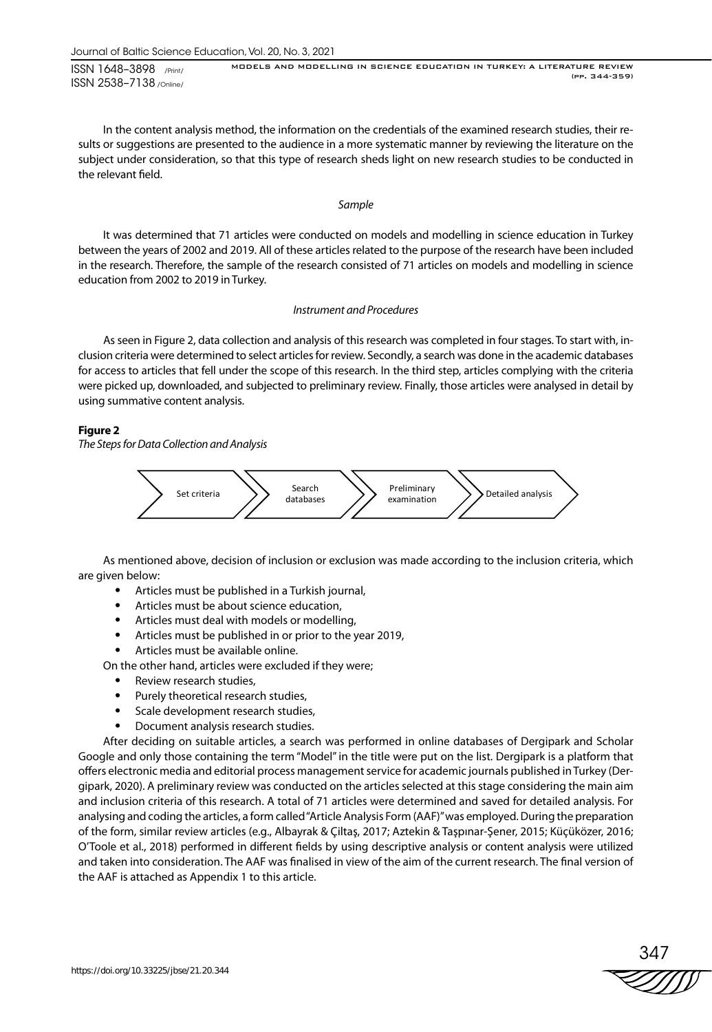In the content analysis method, the information on the credentials of the examined research studies, their results or suggestions are presented to the audience in a more systematic manner by reviewing the literature on the subject under consideration, so that this type of research sheds light on new research studies to be conducted in the relevant field.

*Sample*

It was determined that 71 articles were conducted on models and modelling in science education in Turkey between the years of 2002 and 2019. All of these articles related to the purpose of the research have been included in the research. Therefore, the sample of the research consisted of 71 articles on models and modelling in science education from 2002 to 2019 in Turkey.

*Instrument and Procedures*

As seen in Figure 2, data collection and analysis of this research was completed in four stages. To start with, inclusion criteria were determined to select articles for review. Secondly, a search was done in the academic databases for access to articles that fell under the scope of this research. In the third step, articles complying with the criteria were picked up, downloaded, and subjected to preliminary review. Finally, those articles were analysed in detail by using summative content analysis.

**Figure 2**
*The Steps for Data Collection and Analysis*

Set criteria → Search databases → Preliminary examination → Detailed analysis

As mentioned above, decision of inclusion or exclusion was made according to the inclusion criteria, which are given below:

- Articles must be published in a Turkish journal,
- Articles must be about science education,
- Articles must deal with models or modelling,
- Articles must be published in or prior to the year 2019,
- Articles must be available online.

On the other hand, articles were excluded if they were;

- Review research studies,
- Purely theoretical research studies,
- Scale development research studies,
- Document analysis research studies.

After deciding on suitable articles, a search was performed in online databases of Dergipark and Scholar Google and only those containing the term "Model" in the title were put on the list. Dergipark is a platform that offers electronic media and editorial process management service for academic journals published in Turkey (Dergipark, 2020). A preliminary review was conducted on the articles selected at this stage considering the main aim and inclusion criteria of this research. A total of 71 articles were determined and saved for detailed analysis. For analysing and coding the articles, a form called "Article Analysis Form (AAF)" was employed. During the preparation of the form, similar review articles (e.g., Albayrak & Çiltaş, 2017; Aztekin & Taşpınar-Şener, 2015; Küçüközer, 2016; O'Toole et al., 2018) performed in different fields by using descriptive analysis or content analysis were utilized and taken into consideration. The AAF was finalised in view of the aim of the current research. The final version of the AAF is attached as Appendix 1 to this article.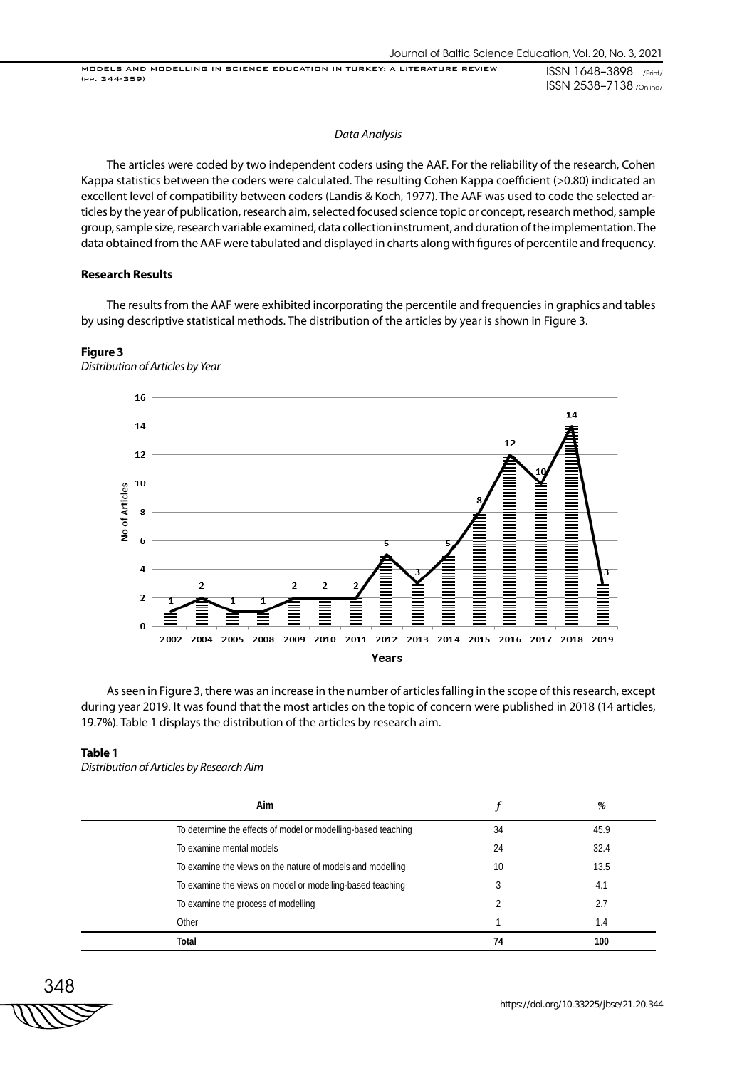*Data Analysis*

The articles were coded by two independent coders using the AAF. For the reliability of the research, Cohen Kappa statistics between the coders were calculated. The resulting Cohen Kappa coefficient (>0.80) indicated an excellent level of compatibility between coders (Landis & Koch, 1977). The AAF was used to code the selected articles by the year of publication, research aim, selected focused science topic or concept, research method, sample group, sample size, research variable examined, data collection instrument, and duration of the implementation. The data obtained from the AAF were tabulated and displayed in charts along with figures of percentile and frequency.

**Research Results**

The results from the AAF were exhibited incorporating the percentile and frequencies in graphics and tables by using descriptive statistical methods. The distribution of the articles by year is shown in Figure 3.

**Figure 3**

*Distribution of Articles by Year*

| Years | No of Articles |
|---|---|
| 2002 | 1 |
| 2004 | 2 |
| 2005 | 1 |
| 2008 | 1 |
| 2009 | 2 |
| 2010 | 2 |
| 2011 | 2 |
| 2012 | 5 |
| 2013 | 3 |
| 2014 | 5 |
| 2015 | 8 |
| 2016 | 12 |
| 2017 | 10 |
| 2018 | 14 |
| 2019 | 3 |

As seen in Figure 3, there was an increase in the number of articles falling in the scope of this research, except during year 2019. It was found that the most articles on the topic of concern were published in 2018 (14 articles, 19.7%). Table 1 displays the distribution of the articles by research aim.

**Table 1**

*Distribution of Articles by Research Aim*

| Aim | *f* | % |
|---|---|---|
| To determine the effects of model or modelling-based teaching | 34 | 45.9 |
| To examine mental models | 24 | 32.4 |
| To examine the views on the nature of models and modelling | 10 | 13.5 |
| To examine the views on model or modelling-based teaching | 3 | 4.1 |
| To examine the process of modelling | 2 | 2.7 |
| Other | 1 | 1.4 |
| **Total** | **74** | **100** |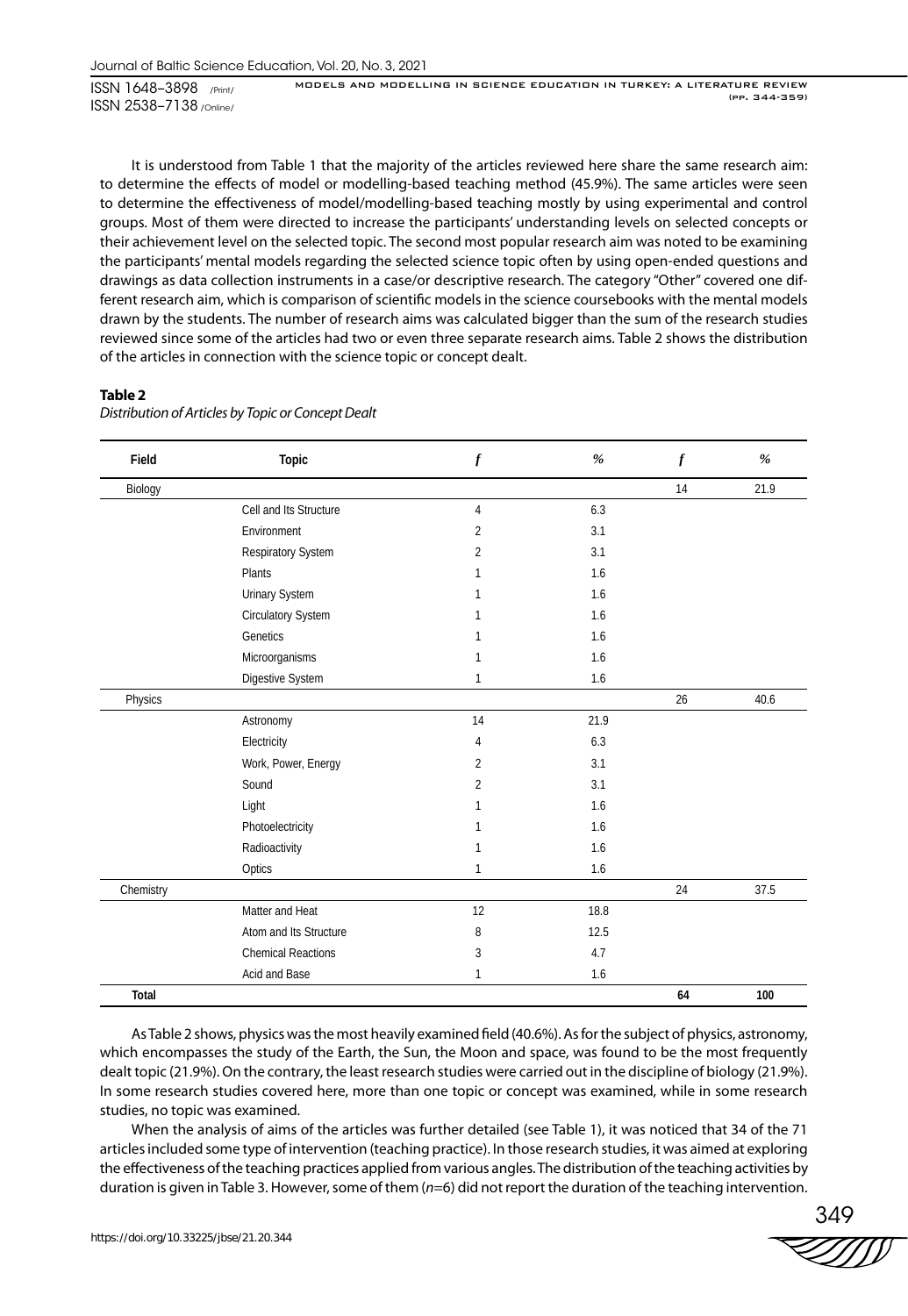It is understood from Table 1 that the majority of the articles reviewed here share the same research aim: to determine the effects of model or modelling-based teaching method (45.9%). The same articles were seen to determine the effectiveness of model/modelling-based teaching mostly by using experimental and control groups. Most of them were directed to increase the participants' understanding levels on selected concepts or their achievement level on the selected topic. The second most popular research aim was noted to be examining the participants' mental models regarding the selected science topic often by using open-ended questions and drawings as data collection instruments in a case/or descriptive research. The category "Other" covered one different research aim, which is comparison of scientific models in the science coursebooks with the mental models drawn by the students. The number of research aims was calculated bigger than the sum of the research studies reviewed since some of the articles had two or even three separate research aims. Table 2 shows the distribution of the articles in connection with the science topic or concept dealt.

**Table 2**

*Distribution of Articles by Topic or Concept Dealt*

| Field | Topic | *f* | % | *f* | % |
|---|---|---|---|---|---|
| Biology | | | | 14 | 21.9 |
| | Cell and Its Structure | 4 | 6.3 | | |
| | Environment | 2 | 3.1 | | |
| | Respiratory System | 2 | 3.1 | | |
| | Plants | 1 | 1.6 | | |
| | Urinary System | 1 | 1.6 | | |
| | Circulatory System | 1 | 1.6 | | |
| | Genetics | 1 | 1.6 | | |
| | Microorganisms | 1 | 1.6 | | |
| | Digestive System | 1 | 1.6 | | |
| Physics | | | | 26 | 40.6 |
| | Astronomy | 14 | 21.9 | | |
| | Electricity | 4 | 6.3 | | |
| | Work, Power, Energy | 2 | 3.1 | | |
| | Sound | 2 | 3.1 | | |
| | Light | 1 | 1.6 | | |
| | Photoelectricity | 1 | 1.6 | | |
| | Radioactivity | 1 | 1.6 | | |
| | Optics | 1 | 1.6 | | |
| Chemistry | | | | 24 | 37.5 |
| | Matter and Heat | 12 | 18.8 | | |
| | Atom and Its Structure | 8 | 12.5 | | |
| | Chemical Reactions | 3 | 4.7 | | |
| | Acid and Base | 1 | 1.6 | | |
| **Total** | | | | **64** | **100** |

As Table 2 shows, physics was the most heavily examined field (40.6%). As for the subject of physics, astronomy, which encompasses the study of the Earth, the Sun, the Moon and space, was found to be the most frequently dealt topic (21.9%). On the contrary, the least research studies were carried out in the discipline of biology (21.9%). In some research studies covered here, more than one topic or concept was examined, while in some research studies, no topic was examined.

When the analysis of aims of the articles was further detailed (see Table 1), it was noticed that 34 of the 71 articles included some type of intervention (teaching practice). In those research studies, it was aimed at exploring the effectiveness of the teaching practices applied from various angles. The distribution of the teaching activities by duration is given in Table 3. However, some of them ($n$=6) did not report the duration of the teaching intervention.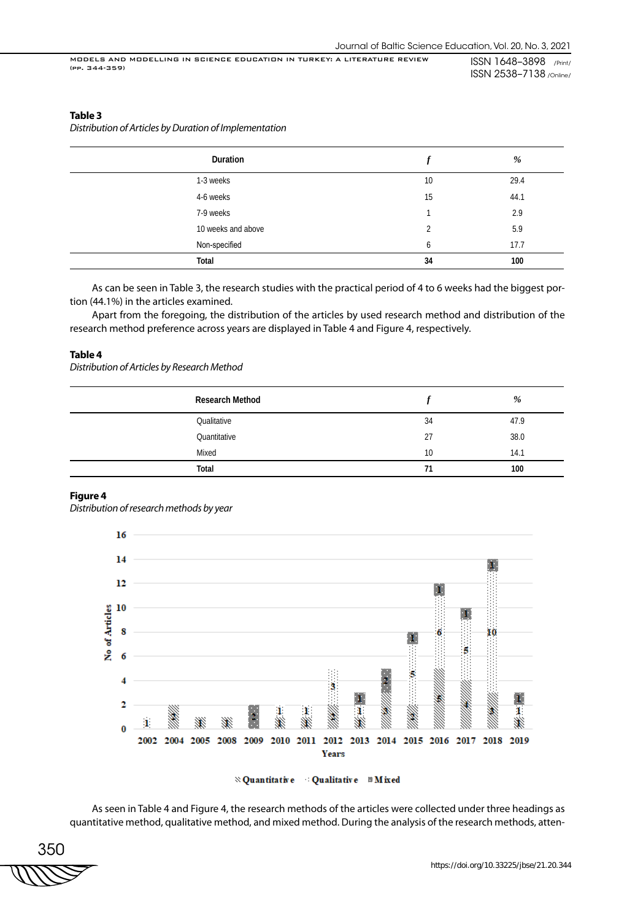**Table 3**

*Distribution of Articles by Duration of Implementation*

| Duration | *f* | % |
|---|---|---|
| 1-3 weeks | 10 | 29.4 |
| 4-6 weeks | 15 | 44.1 |
| 7-9 weeks | 1 | 2.9 |
| 10 weeks and above | 2 | 5.9 |
| Non-specified | 6 | 17.7 |
| **Total** | **34** | **100** |

As can be seen in Table 3, the research studies with the practical period of 4 to 6 weeks had the biggest portion (44.1%) in the articles examined.

Apart from the foregoing, the distribution of the articles by used research method and distribution of the research method preference across years are displayed in Table 4 and Figure 4, respectively.

**Table 4**

*Distribution of Articles by Research Method*

| Research Method | *f* | % |
|---|---|---|
| Qualitative | 34 | 47.9 |
| Quantitative | 27 | 38.0 |
| Mixed | 10 | 14.1 |
| **Total** | **71** | **100** |

**Figure 4**

*Distribution of research methods by year*

As seen in Table 4 and Figure 4, the research methods of the articles were collected under three headings as quantitative method, qualitative method, and mixed method. During the analysis of the research methods, atten-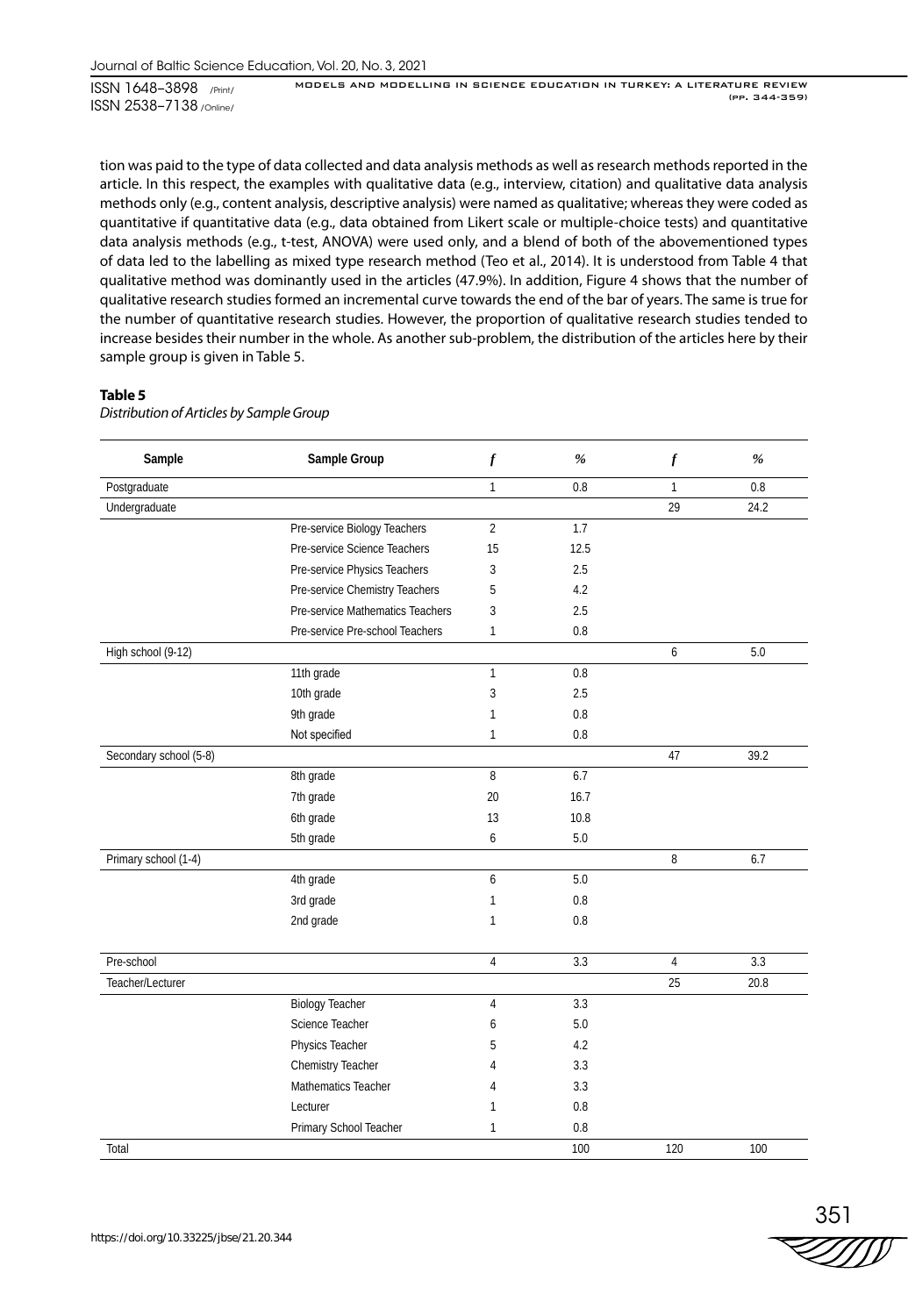tion was paid to the type of data collected and data analysis methods as well as research methods reported in the article. In this respect, the examples with qualitative data (e.g., interview, citation) and qualitative data analysis methods only (e.g., content analysis, descriptive analysis) were named as qualitative; whereas they were coded as quantitative if quantitative data (e.g., data obtained from Likert scale or multiple-choice tests) and quantitative data analysis methods (e.g., t-test, ANOVA) were used only, and a blend of both of the abovementioned types of data led to the labelling as mixed type research method (Teo et al., 2014). It is understood from Table 4 that qualitative method was dominantly used in the articles (47.9%). In addition, Figure 4 shows that the number of qualitative research studies formed an incremental curve towards the end of the bar of years. The same is true for the number of quantitative research studies. However, the proportion of qualitative research studies tended to increase besides their number in the whole. As another sub-problem, the distribution of the articles here by their sample group is given in Table 5.

**Table 5**

*Distribution of Articles by Sample Group*

| Sample | Sample Group | *f* | % | *f* | % |
|---|---|---|---|---|---|
| Postgraduate | | 1 | 0.8 | 1 | 0.8 |
| Undergraduate | | | | 29 | 24.2 |
| | Pre-service Biology Teachers | 2 | 1.7 | | |
| | Pre-service Science Teachers | 15 | 12.5 | | |
| | Pre-service Physics Teachers | 3 | 2.5 | | |
| | Pre-service Chemistry Teachers | 5 | 4.2 | | |
| | Pre-service Mathematics Teachers | 3 | 2.5 | | |
| | Pre-service Pre-school Teachers | 1 | 0.8 | | |
| High school (9-12) | | | | 6 | 5.0 |
| | 11th grade | 1 | 0.8 | | |
| | 10th grade | 3 | 2.5 | | |
| | 9th grade | 1 | 0.8 | | |
| | Not specified | 1 | 0.8 | | |
| Secondary school (5-8) | | | | 47 | 39.2 |
| | 8th grade | 8 | 6.7 | | |
| | 7th grade | 20 | 16.7 | | |
| | 6th grade | 13 | 10.8 | | |
| | 5th grade | 6 | 5.0 | | |
| Primary school (1-4) | | | | 8 | 6.7 |
| | 4th grade | 6 | 5.0 | | |
| | 3rd grade | 1 | 0.8 | | |
| | 2nd grade | 1 | 0.8 | | |
| Pre-school | | 4 | 3.3 | 4 | 3.3 |
| Teacher/Lecturer | | | | 25 | 20.8 |
| | Biology Teacher | 4 | 3.3 | | |
| | Science Teacher | 6 | 5.0 | | |
| | Physics Teacher | 5 | 4.2 | | |
| | Chemistry Teacher | 4 | 3.3 | | |
| | Mathematics Teacher | 4 | 3.3 | | |
| | Lecturer | 1 | 0.8 | | |
| | Primary School Teacher | 1 | 0.8 | | |
| Total | | | 100 | 120 | 100 |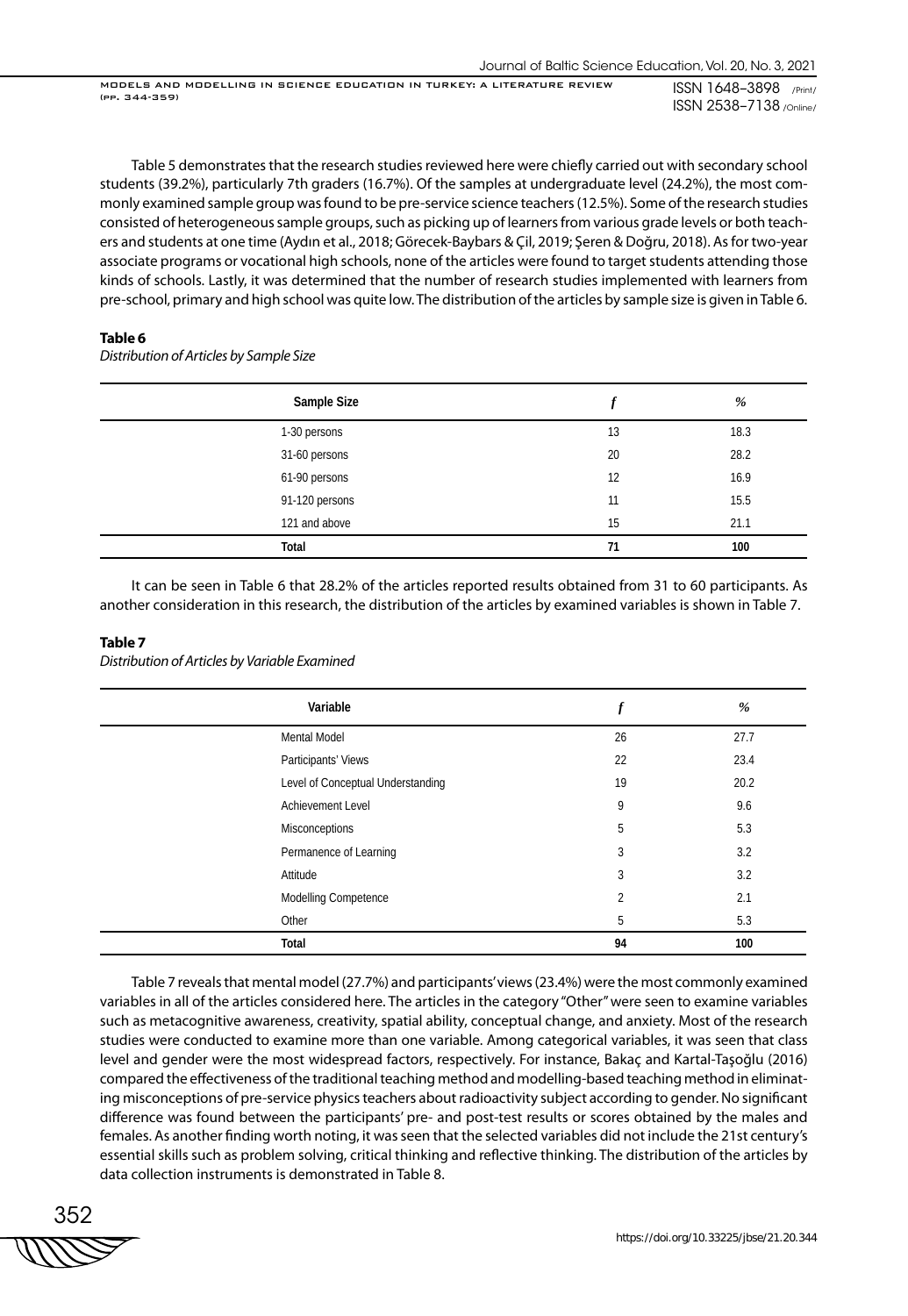Table 5 demonstrates that the research studies reviewed here were chiefly carried out with secondary school students (39.2%), particularly 7th graders (16.7%). Of the samples at undergraduate level (24.2%), the most commonly examined sample group was found to be pre-service science teachers (12.5%). Some of the research studies consisted of heterogeneous sample groups, such as picking up of learners from various grade levels or both teachers and students at one time (Aydın et al., 2018; Görecek-Baybars & Çil, 2019; Şeren & Doğru, 2018). As for two-year associate programs or vocational high schools, none of the articles were found to target students attending those kinds of schools. Lastly, it was determined that the number of research studies implemented with learners from pre-school, primary and high school was quite low. The distribution of the articles by sample size is given in Table 6.

**Table 6**

*Distribution of Articles by Sample Size*

| Sample Size | *f* | % |
|---|---|---|
| 1-30 persons | 13 | 18.3 |
| 31-60 persons | 20 | 28.2 |
| 61-90 persons | 12 | 16.9 |
| 91-120 persons | 11 | 15.5 |
| 121 and above | 15 | 21.1 |
| Total | 71 | 100 |

It can be seen in Table 6 that 28.2% of the articles reported results obtained from 31 to 60 participants. As another consideration in this research, the distribution of the articles by examined variables is shown in Table 7.

**Table 7**

*Distribution of Articles by Variable Examined*

| Variable | *f* | % |
|---|---|---|
| Mental Model | 26 | 27.7 |
| Participants' Views | 22 | 23.4 |
| Level of Conceptual Understanding | 19 | 20.2 |
| Achievement Level | 9 | 9.6 |
| Misconceptions | 5 | 5.3 |
| Permanence of Learning | 3 | 3.2 |
| Attitude | 3 | 3.2 |
| Modelling Competence | 2 | 2.1 |
| Other | 5 | 5.3 |
| Total | 94 | 100 |

Table 7 reveals that mental model (27.7%) and participants' views (23.4%) were the most commonly examined variables in all of the articles considered here. The articles in the category "Other" were seen to examine variables such as metacognitive awareness, creativity, spatial ability, conceptual change, and anxiety. Most of the research studies were conducted to examine more than one variable. Among categorical variables, it was seen that class level and gender were the most widespread factors, respectively. For instance, Bakaç and Kartal-Taşoğlu (2016) compared the effectiveness of the traditional teaching method and modelling-based teaching method in eliminating misconceptions of pre-service physics teachers about radioactivity subject according to gender. No significant difference was found between the participants' pre- and post-test results or scores obtained by the males and females. As another finding worth noting, it was seen that the selected variables did not include the 21st century's essential skills such as problem solving, critical thinking and reflective thinking. The distribution of the articles by data collection instruments is demonstrated in Table 8.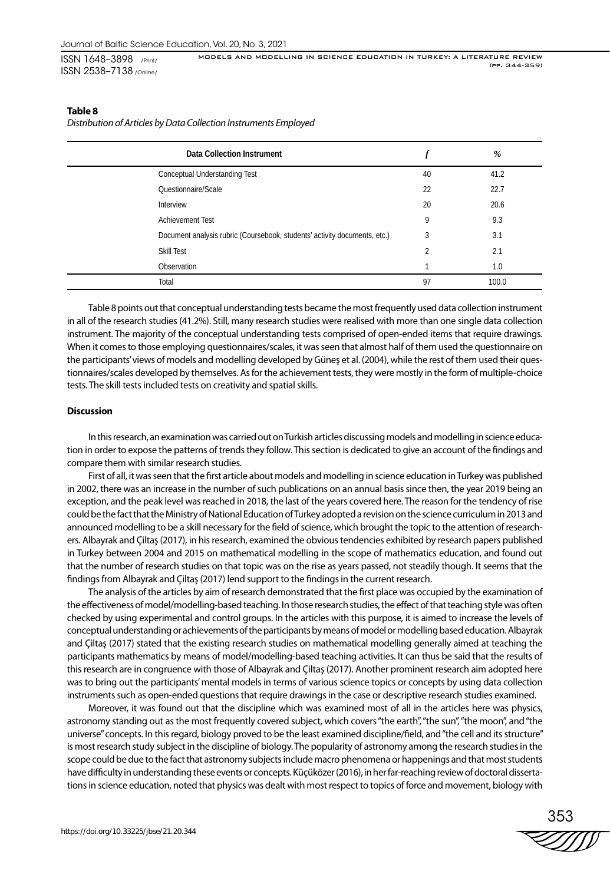**Table 8**
*Distribution of Articles by Data Collection Instruments Employed*

| Data Collection Instrument | *f* | *%* |
|---|---|---|
| Conceptual Understanding Test | 40 | 41.2 |
| Questionnaire/Scale | 22 | 22.7 |
| Interview | 20 | 20.6 |
| Achievement Test | 9 | 9.3 |
| Document analysis rubric (Coursebook, students' activity documents, etc.) | 3 | 3.1 |
| Skill Test | 2 | 2.1 |
| Observation | 1 | 1.0 |
| Total | 97 | 100.0 |

Table 8 points out that conceptual understanding tests became the most frequently used data collection instrument in all of the research studies (41.2%). Still, many research studies were realised with more than one single data collection instrument. The majority of the conceptual understanding tests comprised of open-ended items that require drawings. When it comes to those employing questionnaires/scales, it was seen that almost half of them used the questionnaire on the participants' views of models and modelling developed by Güneş et al. (2004), while the rest of them used their questionnaires/scales developed by themselves. As for the achievement tests, they were mostly in the form of multiple-choice tests. The skill tests included tests on creativity and spatial skills.

## Discussion

In this research, an examination was carried out on Turkish articles discussing models and modelling in science education in order to expose the patterns of trends they follow. This section is dedicated to give an account of the findings and compare them with similar research studies.

First of all, it was seen that the first article about models and modelling in science education in Turkey was published in 2002, there was an increase in the number of such publications on an annual basis since then, the year 2019 being an exception, and the peak level was reached in 2018, the last of the years covered here. The reason for the tendency of rise could be the fact that the Ministry of National Education of Turkey adopted a revision on the science curriculum in 2013 and announced modelling to be a skill necessary for the field of science, which brought the topic to the attention of researchers. Albayrak and Çiltaş (2017), in his research, examined the obvious tendencies exhibited by research papers published in Turkey between 2004 and 2015 on mathematical modelling in the scope of mathematics education, and found out that the number of research studies on that topic was on the rise as years passed, not steadily though. It seems that the findings from Albayrak and Çiltaş (2017) lend support to the findings in the current research.

The analysis of the articles by aim of research demonstrated that the first place was occupied by the examination of the effectiveness of model/modelling-based teaching. In those research studies, the effect of that teaching style was often checked by using experimental and control groups. In the articles with this purpose, it is aimed to increase the levels of conceptual understanding or achievements of the participants by means of model or modelling based education. Albayrak and Çiltaş (2017) stated that the existing research studies on mathematical modelling generally aimed at teaching the participants mathematics by means of model/modelling-based teaching activities. It can thus be said that the results of this research are in congruence with those of Albayrak and Çiltaş (2017). Another prominent research aim adopted here was to bring out the participants' mental models in terms of various science topics or concepts by using data collection instruments such as open-ended questions that require drawings in the case or descriptive research studies examined.

Moreover, it was found out that the discipline which was examined most of all in the articles here was physics, astronomy standing out as the most frequently covered subject, which covers "the earth", "the sun", "the moon", and "the universe" concepts. In this regard, biology proved to be the least examined discipline/field, and "the cell and its structure" is most research study subject in the discipline of biology. The popularity of astronomy among the research studies in the scope could be due to the fact that astronomy subjects include macro phenomena or happenings and that most students have difficulty in understanding these events or concepts. Küçüközer (2016), in her far-reaching review of doctoral dissertations in science education, noted that physics was dealt with most respect to topics of force and movement, biology with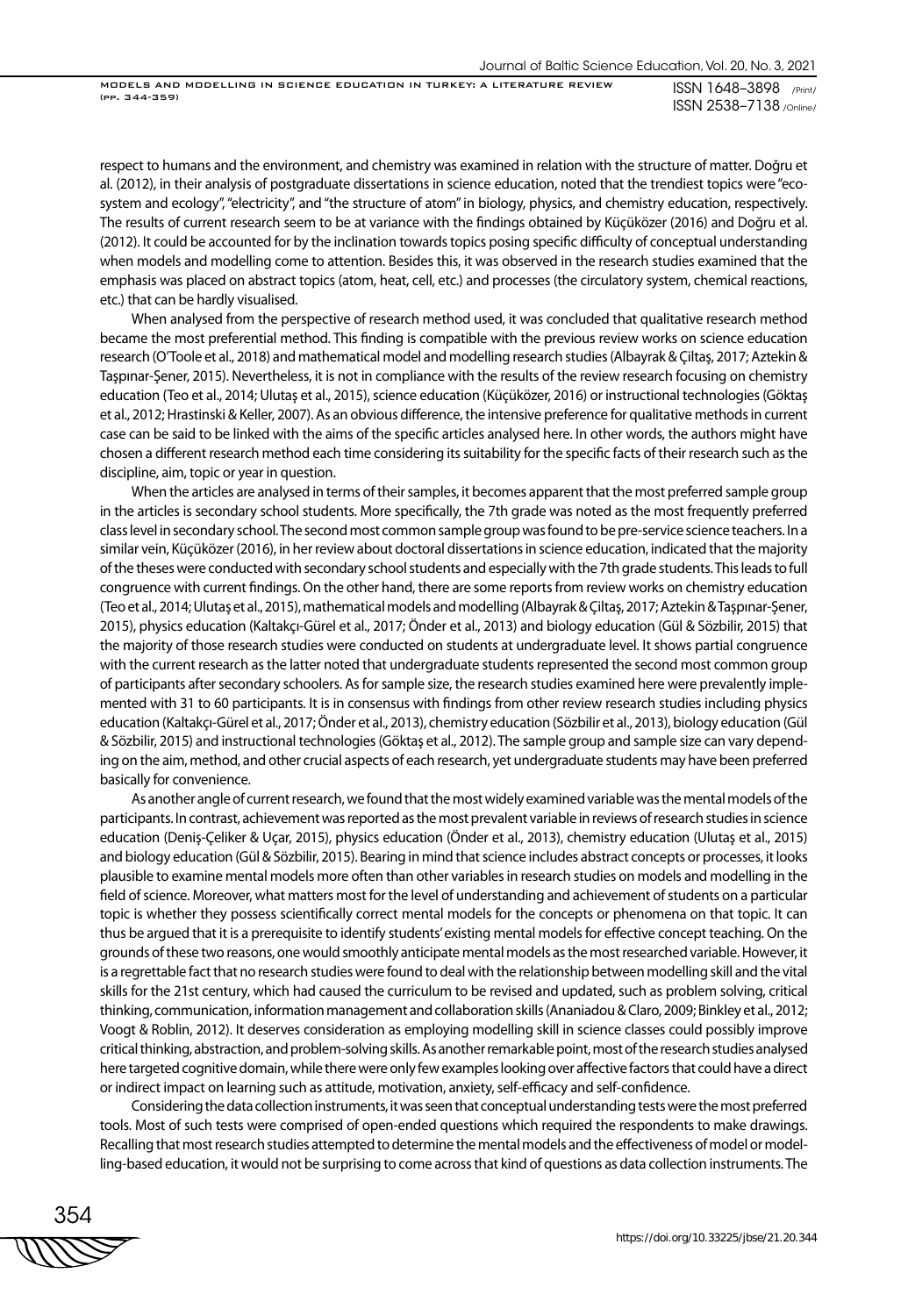respect to humans and the environment, and chemistry was examined in relation with the structure of matter. Doğru et al. (2012), in their analysis of postgraduate dissertations in science education, noted that the trendiest topics were "eco-system and ecology", "electricity", and "the structure of atom" in biology, physics, and chemistry education, respectively. The results of current research seem to be at variance with the findings obtained by Küçüközer (2016) and Doğru et al. (2012). It could be accounted for by the inclination towards topics posing specific difficulty of conceptual understanding when models and modelling come to attention. Besides this, it was observed in the research studies examined that the emphasis was placed on abstract topics (atom, heat, cell, etc.) and processes (the circulatory system, chemical reactions, etc.) that can be hardly visualised.

When analysed from the perspective of research method used, it was concluded that qualitative research method became the most preferential method. This finding is compatible with the previous review works on science education research (O'Toole et al., 2018) and mathematical model and modelling research studies (Albayrak & Çiltaş, 2017; Aztekin & Taşpınar-Şener, 2015). Nevertheless, it is not in compliance with the results of the review research focusing on chemistry education (Teo et al., 2014; Ulutaş et al., 2015), science education (Küçüközer, 2016) or instructional technologies (Göktaş et al., 2012; Hrastinski & Keller, 2007). As an obvious difference, the intensive preference for qualitative methods in current case can be said to be linked with the aims of the specific articles analysed here. In other words, the authors might have chosen a different research method each time considering its suitability for the specific facts of their research such as the discipline, aim, topic or year in question.

When the articles are analysed in terms of their samples, it becomes apparent that the most preferred sample group in the articles is secondary school students. More specifically, the 7th grade was noted as the most frequently preferred class level in secondary school. The second most common sample group was found to be pre-service science teachers. In a similar vein, Küçüközer (2016), in her review about doctoral dissertations in science education, indicated that the majority of the theses were conducted with secondary school students and especially with the 7th grade students. This leads to full congruence with current findings. On the other hand, there are some reports from review works on chemistry education (Teo et al., 2014; Ulutaş et al., 2015), mathematical models and modelling (Albayrak & Çiltaş, 2017; Aztekin & Taşpınar-Şener, 2015), physics education (Kaltakçı-Gürel et al., 2017; Önder et al., 2013) and biology education (Gül & Sözbilir, 2015) that the majority of those research studies were conducted on students at undergraduate level. It shows partial congruence with the current research as the latter noted that undergraduate students represented the second most common group of participants after secondary schoolers. As for sample size, the research studies examined here were prevalently implemented with 31 to 60 participants. It is in consensus with findings from other review research studies including physics education (Kaltakçı-Gürel et al., 2017; Önder et al., 2013), chemistry education (Sözbilir et al., 2013), biology education (Gül & Sözbilir, 2015) and instructional technologies (Göktaş et al., 2012). The sample group and sample size can vary depending on the aim, method, and other crucial aspects of each research, yet undergraduate students may have been preferred basically for convenience.

As another angle of current research, we found that the most widely examined variable was the mental models of the participants. In contrast, achievement was reported as the most prevalent variable in reviews of research studies in science education (Deniş-Çeliker & Uçar, 2015), physics education (Önder et al., 2013), chemistry education (Ulutaş et al., 2015) and biology education (Gül & Sözbilir, 2015). Bearing in mind that science includes abstract concepts or processes, it looks plausible to examine mental models more often than other variables in research studies on models and modelling in the field of science. Moreover, what matters most for the level of understanding and achievement of students on a particular topic is whether they possess scientifically correct mental models for the concepts or phenomena on that topic. It can thus be argued that it is a prerequisite to identify students' existing mental models for effective concept teaching. On the grounds of these two reasons, one would smoothly anticipate mental models as the most researched variable. However, it is a regrettable fact that no research studies were found to deal with the relationship between modelling skill and the vital skills for the 21st century, which had caused the curriculum to be revised and updated, such as problem solving, critical thinking, communication, information management and collaboration skills (Ananiadou & Claro, 2009; Binkley et al., 2012; Voogt & Roblin, 2012). It deserves consideration as employing modelling skill in science classes could possibly improve critical thinking, abstraction, and problem-solving skills. As another remarkable point, most of the research studies analysed here targeted cognitive domain, while there were only few examples looking over affective factors that could have a direct or indirect impact on learning such as attitude, motivation, anxiety, self-efficacy and self-confidence.

Considering the data collection instruments, it was seen that conceptual understanding tests were the most preferred tools. Most of such tests were comprised of open-ended questions which required the respondents to make drawings. Recalling that most research studies attempted to determine the mental models and the effectiveness of model or modelling-based education, it would not be surprising to come across that kind of questions as data collection instruments. The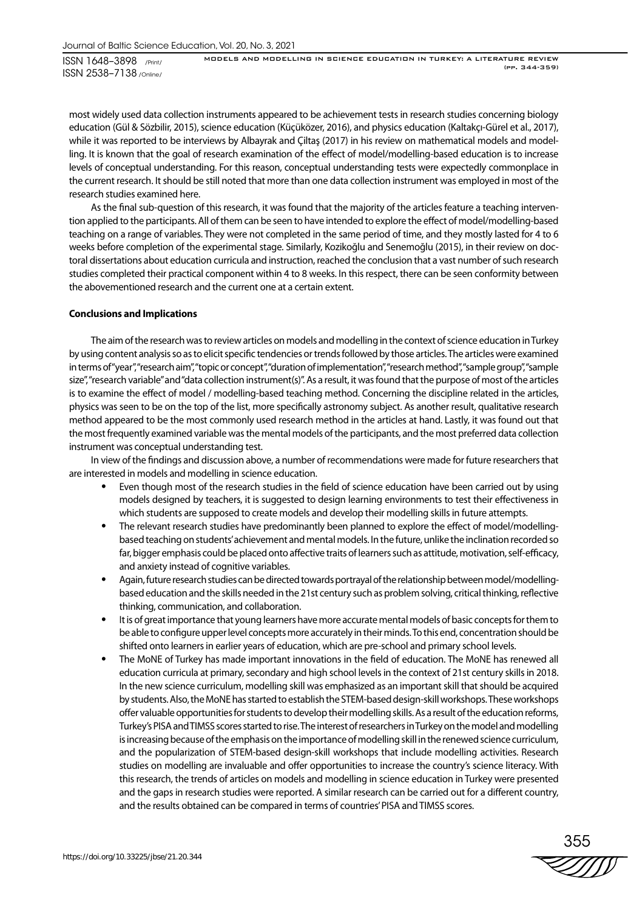most widely used data collection instruments appeared to be achievement tests in research studies concerning biology education (Gül & Sözbilir, 2015), science education (Küçüközer, 2016), and physics education (Kaltakçı-Gürel et al., 2017), while it was reported to be interviews by Albayrak and Çiltaş (2017) in his review on mathematical models and modelling. It is known that the goal of research examination of the effect of model/modelling-based education is to increase levels of conceptual understanding. For this reason, conceptual understanding tests were expectedly commonplace in the current research. It should be still noted that more than one data collection instrument was employed in most of the research studies examined here.

As the final sub-question of this research, it was found that the majority of the articles feature a teaching intervention applied to the participants. All of them can be seen to have intended to explore the effect of model/modelling-based teaching on a range of variables. They were not completed in the same period of time, and they mostly lasted for 4 to 6 weeks before completion of the experimental stage. Similarly, Kozikoğlu and Senemoğlu (2015), in their review on doctoral dissertations about education curricula and instruction, reached the conclusion that a vast number of such research studies completed their practical component within 4 to 8 weeks. In this respect, there can be seen conformity between the abovementioned research and the current one at a certain extent.

**Conclusions and Implications**

The aim of the research was to review articles on models and modelling in the context of science education in Turkey by using content analysis so as to elicit specific tendencies or trends followed by those articles. The articles were examined in terms of "year", "research aim", "topic or concept", "duration of implementation", "research method", "sample group", "sample size", "research variable" and "data collection instrument(s)". As a result, it was found that the purpose of most of the articles is to examine the effect of model / modelling-based teaching method. Concerning the discipline related in the articles, physics was seen to be on the top of the list, more specifically astronomy subject. As another result, qualitative research method appeared to be the most commonly used research method in the articles at hand. Lastly, it was found out that the most frequently examined variable was the mental models of the participants, and the most preferred data collection instrument was conceptual understanding test.

In view of the findings and discussion above, a number of recommendations were made for future researchers that are interested in models and modelling in science education.

- Even though most of the research studies in the field of science education have been carried out by using models designed by teachers, it is suggested to design learning environments to test their effectiveness in which students are supposed to create models and develop their modelling skills in future attempts.
- The relevant research studies have predominantly been planned to explore the effect of model/modelling-based teaching on students' achievement and mental models. In the future, unlike the inclination recorded so far, bigger emphasis could be placed onto affective traits of learners such as attitude, motivation, self-efficacy, and anxiety instead of cognitive variables.
- Again, future research studies can be directed towards portrayal of the relationship between model/modelling-based education and the skills needed in the 21st century such as problem solving, critical thinking, reflective thinking, communication, and collaboration.
- It is of great importance that young learners have more accurate mental models of basic concepts for them to be able to configure upper level concepts more accurately in their minds. To this end, concentration should be shifted onto learners in earlier years of education, which are pre-school and primary school levels.
- The MoNE of Turkey has made important innovations in the field of education. The MoNE has renewed all education curricula at primary, secondary and high school levels in the context of 21st century skills in 2018. In the new science curriculum, modelling skill was emphasized as an important skill that should be acquired by students. Also, the MoNE has started to establish the STEM-based design-skill workshops. These workshops offer valuable opportunities for students to develop their modelling skills. As a result of the education reforms, Turkey's PISA and TIMSS scores started to rise. The interest of researchers in Turkey on the model and modelling is increasing because of the emphasis on the importance of modelling skill in the renewed science curriculum, and the popularization of STEM-based design-skill workshops that include modelling activities. Research studies on modelling are invaluable and offer opportunities to increase the country's science literacy. With this research, the trends of articles on models and modelling in science education in Turkey were presented and the gaps in research studies were reported. A similar research can be carried out for a different country, and the results obtained can be compared in terms of countries' PISA and TIMSS scores.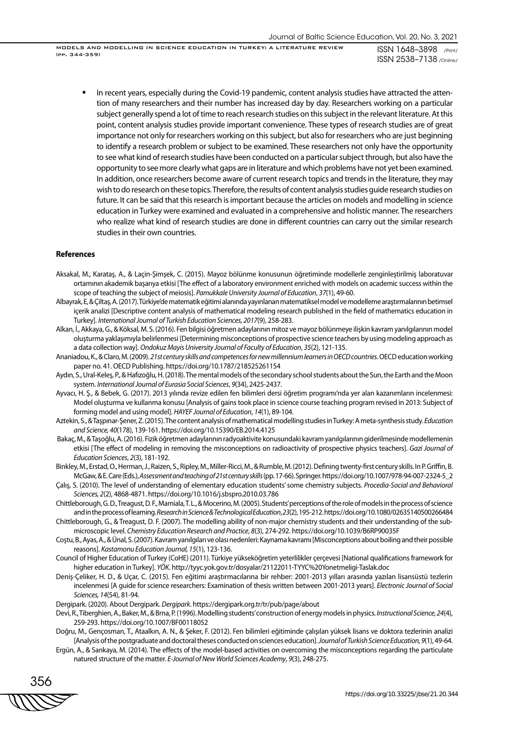- In recent years, especially during the Covid-19 pandemic, content analysis studies have attracted the attention of many researchers and their number has increased day by day. Researchers working on a particular subject generally spend a lot of time to reach research studies on this subject in the relevant literature. At this point, content analysis studies provide important convenience. These types of research studies are of great importance not only for researchers working on this subject, but also for researchers who are just beginning to identify a research problem or subject to be examined. These researchers not only have the opportunity to see what kind of research studies have been conducted on a particular subject through, but also have the opportunity to see more clearly what gaps are in literature and which problems have not yet been examined. In addition, once researchers become aware of current research topics and trends in the literature, they may wish to do research on these topics. Therefore, the results of content analysis studies guide research studies on future. It can be said that this research is important because the articles on models and modelling in science education in Turkey were examined and evaluated in a comprehensive and holistic manner. The researchers who realize what kind of research studies are done in different countries can carry out the similar research studies in their own countries.

**References**

Aksakal, M., Karataş, A., & Laçin-Şimşek, C. (2015). Mayoz bölünme konusunun öğretiminde modellerle zenginleştirilmiş laboratuvar ortamının akademik başarıya etkisi [The effect of a laboratory environment enriched with models on academic success within the scope of teaching the subject of meiosis]. *Pamukkale University Journal of Education*, *37*(1), 49-60.

Albayrak, E, & Çiltaş, A. (2017). Türkiye'de matematik eğitimi alanında yayınlanan matematiksel model ve modelleme araştırmalarının betimsel içerik analizi [Descriptive content analysis of mathematical modeling research published in the field of mathematics education in Turkey]. *International Journal of Turkish Education Sciences, 2017*(9), 258-283.

Alkan, İ., Akkaya, G., & Köksal, M. S. (2016). Fen bilgisi öğretmen adaylarının mitoz ve mayoz bölünmeye ilişkin kavram yanılgılarının model oluşturma yaklaşımıyla belirlenmesi [Determining misconceptions of prospective science teachers by using modeling approach as a data collection way]. *Ondokuz Mayis University Journal of Faculty of Education*, *35*(2), 121-135.

Ananiadou, K., & Claro, M. (2009). *21st century skills and competences for new millennium learners in OECD countries*. OECD education working paper no. 41. OECD Publishing. https://doi.org/10.1787/218525261154

Aydın, S., Ural-Keleş, P., & Hafızoğlu, H. (2018). The mental models of the secondary school students about the Sun, the Earth and the Moon system. *International Journal of Eurasia Social Sciences*, *9*(34), 2425-2437.

Ayvacı, H. Ş., & Bebek, G. (2017). 2013 yılında revize edilen fen bilimleri dersi öğretim programı'nda yer alan kazanımların incelenmesi: Model oluşturma ve kullanma konusu [Analysis of gains took place in science course teaching program revised in 2013: Subject of forming model and using model]. *HAYEF Journal of Education*, *14*(1), 89-104.

Aztekin, S., & Taşpınar-Şener, Z. (2015). The content analysis of mathematical modelling studies in Turkey: A meta-synthesis study. *Education and Science, 40*(178), 139-161. https://doi.org/10.15390/EB.2014.4125

Bakaç, M., & Taşoğlu, A. (2016). Fizik öğretmen adaylarının radyoaktivite konusundaki kavram yanılgılarının giderilmesinde modellemenin etkisi [The effect of modeling in removing the misconceptions on radioactivity of prospective physics teachers]. *Gazi Journal of Education Sciences*, *2*(3), 181-192.

Binkley, M., Erstad, O., Herman, J., Raizen, S., Ripley, M., Miller-Ricci, M., & Rumble, M. (2012). Defining twenty-first century skills. In P. Griffin, B. McGaw, & E. Care (Eds.), *Assessment and teaching of 21st century skills* (pp. 17-66). Springer. https://doi.org/10.1007/978-94-007-2324-5_2

Çalış, S. (2010). The level of understanding of elementary education students' some chemistry subjects. *Procedia-Social and Behavioral Sciences, 2*(2), 4868-4871. https://doi.org/10.1016/j.sbspro.2010.03.786

Chittleborough, G. D., Treagust, D. F., Mamiala, T. L., & Mocerino, M. (2005). Students' perceptions of the role of models in the process of science and in the process of learning. *Research in Science & Technological Education*, *23*(2), 195-212. https://doi.org/10.1080/02635140500266484

Chittleborough, G., & Treagust, D. F. (2007). The modelling ability of non-major chemistry students and their understanding of the sub-microscopic level. *Chemistry Education Research and Practice*, *8*(3), 274-292. https://doi.org/10.1039/B6RP90035F

Coştu, B., Ayas, A., & Ünal, S. (2007). Kavram yanılgıları ve olası nedenleri: Kaynama kavramı [Misconceptions about boiling and their possible reasons]. *Kastamonu Education Journal, 15*(1), 123-136.

Council of Higher Education of Turkey (CoHE) (2011). Türkiye yükseköğretim yeterlilikler çerçevesi [National qualifications framework for higher education in Turkey]. *YÖK*. http://tyyc.yok.gov.tr/dosyalar/21122011-TYYC%20Yonetmeligi-Taslak.doc

Deniş-Çeliker, H. D., & Uçar, C. (2015). Fen eğitimi araştırmacılarına bir rehber: 2001-2013 yılları arasında yazılan lisansüstü tezlerin incelenmesi [A guide for science researchers: Examination of thesis written between 2001-2013 years]. *Electronic Journal of Social Sciences, 14*(54), 81-94.

Dergipark. (2020). About Dergipark. *Dergipark*. https://dergipark.org.tr/tr/pub/page/about

Devi, R., Tiberghien, A., Baker, M., & Brna, P. (1996). Modelling students' construction of energy models in physics. *Instructional Science, 24*(4), 259-293. https://doi.org/10.1007/BF00118052

Doğru, M., Gençosman, T., Ataalkın, A. N., & Şeker, F. (2012). Fen bilimleri eğitiminde çalışılan yüksek lisans ve doktora tezlerinin analizi [Analysis of the postgraduate and doctoral theses conducted on sciences education]. *Journal of Turkish Science Education, 9*(1), 49-64.

Ergün, A., & Sarıkaya, M. (2014). The effects of the model-based activities on overcoming the misconceptions regarding the particulate natured structure of the matter. *E-Journal of New World Sciences Academy*, *9*(3), 248-275.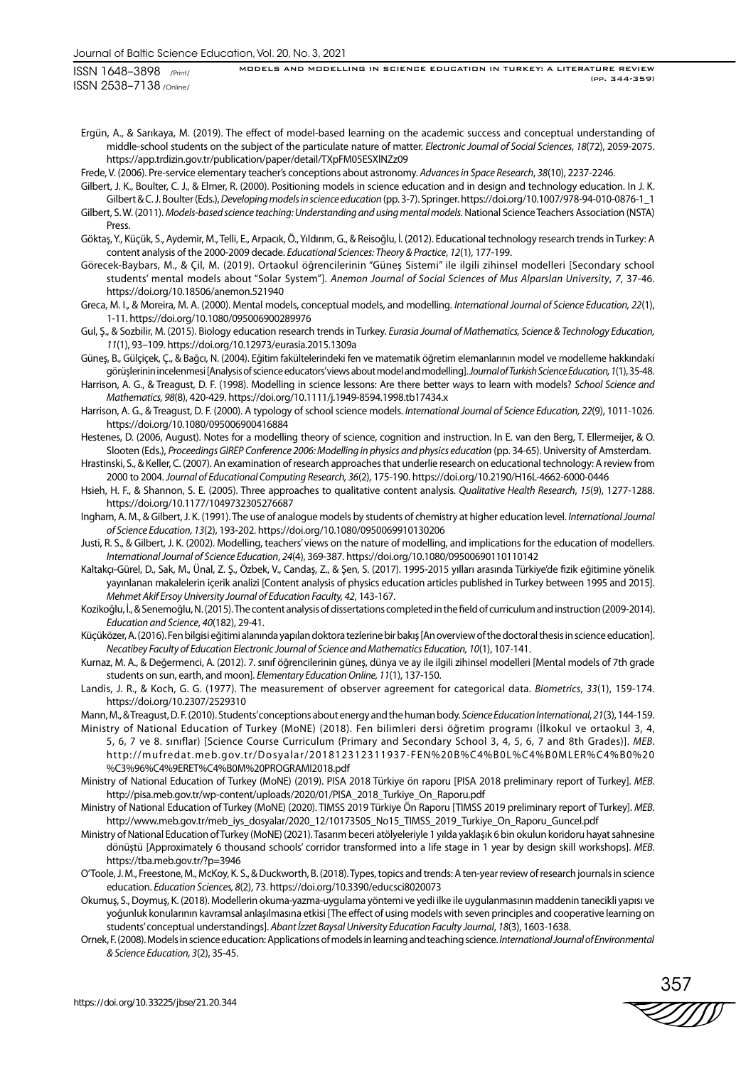Ergün, A., & Sarıkaya, M. (2019). The effect of model-based learning on the academic success and conceptual understanding of middle-school students on the subject of the particulate nature of matter. *Electronic Journal of Social Sciences*, *18*(72), 2059-2075. https://app.trdizin.gov.tr/publication/paper/detail/TXpFM05ESXlNZz09

Frede, V. (2006). Pre-service elementary teacher's conceptions about astronomy. *Advances in Space Research*, *38*(10), 2237-2246.

Gilbert, J. K., Boulter, C. J., & Elmer, R. (2000). Positioning models in science education and in design and technology education. In J. K. Gilbert & C. J. Boulter (Eds.), *Developing models in science education* (pp. 3-7). Springer. https://doi.org/10.1007/978-94-010-0876-1_1

Gilbert, S. W. (2011). *Models-based science teaching: Understanding and using mental models.* National Science Teachers Association (NSTA) Press.

Göktaş, Y., Küçük, S., Aydemir, M., Telli, E., Arpacık, Ö., Yıldırım, G., & Reisoğlu, İ. (2012). Educational technology research trends in Turkey: A content analysis of the 2000-2009 decade. *Educational Sciences: Theory & Practice*, *12*(1), 177-199.

Görecek-Baybars, M., & Çil, M. (2019). Ortaokul öğrencilerinin "Güneş Sistemi" ile ilgili zihinsel modelleri [Secondary school students' mental models about "Solar System"]. *Anemon Journal of Social Sciences of Mus Alparslan University*, *7*, 37-46. https://doi.org/10.18506/anemon.521940

Greca, M. I., & Moreira, M. A. (2000). Mental models, conceptual models, and modelling. *International Journal of Science Education, 22*(1), 1-11. https://doi.org/10.1080/095006900289976

Gul, Ş., & Sozbilir, M. (2015). Biology education research trends in Turkey. *Eurasia Journal of Mathematics, Science & Technology Education, 11*(1), 93–109. https://doi.org/10.12973/eurasia.2015.1309a

Güneş, B., Gülçiçek, Ç., & Bağcı, N. (2004). Eğitim fakültelerindeki fen ve matematik öğretim elemanlarının model ve modelleme hakkındaki görüşlerinin incelenmesi [Analysis of science educators' views about model and modelling]. *Journal of Turkish Science Education, 1*(1), 35-48.

Harrison, A. G., & Treagust, D. F. (1998). Modelling in science lessons: Are there better ways to learn with models? *School Science and Mathematics, 98*(8), 420-429. https://doi.org/10.1111/j.1949-8594.1998.tb17434.x

Harrison, A. G., & Treagust, D. F. (2000). A typology of school science models. *International Journal of Science Education, 22*(9), 1011-1026. https://doi.org/10.1080/095006900416884

Hestenes, D. (2006, August). Notes for a modelling theory of science, cognition and instruction. In E. van den Berg, T. Ellermeijer, & O. Slooten (Eds.), *Proceedings GIREP Conference 2006: Modelling in physics and physics education* (pp. 34-65). University of Amsterdam.

Hrastinski, S., & Keller, C. (2007). An examination of research approaches that underlie research on educational technology: A review from 2000 to 2004. *Journal of Educational Computing Research, 36*(2), 175-190. https://doi.org/10.2190/H16L-4662-6000-0446

Hsieh, H. F., & Shannon, S. E. (2005). Three approaches to qualitative content analysis. *Qualitative Health Research*, *15*(9), 1277-1288. https://doi.org/10.1177/1049732305276687

Ingham, A. M., & Gilbert, J. K. (1991). The use of analogue models by students of chemistry at higher education level. *International Journal of Science Education, 13*(2), 193-202. https://doi.org/10.1080/0950069910130206

Justi, R. S., & Gilbert, J. K. (2002). Modelling, teachers' views on the nature of modelling, and implications for the education of modellers. *International Journal of Science Education*, *24*(4), 369-387. https://doi.org/10.1080/09500690110110142

Kaltakçı-Gürel, D., Sak, M., Ünal, Z. Ş., Özbek, V., Candaş, Z., & Şen, S. (2017). 1995-2015 yılları arasında Türkiye'de fizik eğitimine yönelik yayınlanan makalelerin içerik analizi [Content analysis of physics education articles published in Turkey between 1995 and 2015]. *Mehmet Akif Ersoy University Journal of Education Faculty, 42*, 143-167.

Kozikoğlu, İ., & Senemoğlu, N. (2015). The content analysis of dissertations completed in the field of curriculum and instruction (2009-2014). *Education and Science*, *40*(182), 29-41.

Küçüközer, A. (2016). Fen bilgisi eğitimi alanında yapılan doktora tezlerine bir bakış [An overview of the doctoral thesis in science education]. *Necatibey Faculty of Education Electronic Journal of Science and Mathematics Education, 10*(1), 107-141.

Kurnaz, M. A., & Değermenci, A. (2012). 7. sınıf öğrencilerinin güneş, dünya ve ay ile ilgili zihinsel modelleri [Mental models of 7th grade students on sun, earth, and moon]. *Elementary Education Online, 11*(1), 137-150.

Landis, J. R., & Koch, G. G. (1977). The measurement of observer agreement for categorical data. *Biometrics*, *33*(1), 159-174. https://doi.org/10.2307/2529310

Mann, M., & Treagust, D. F. (2010). Students' conceptions about energy and the human body. *Science Education International*, *21*(3), 144-159.

Ministry of National Education of Turkey (MoNE) (2018). Fen bilimleri dersi öğretim programı (İlkokul ve ortaokul 3, 4, 5, 6, 7 ve 8. sınıflar) [Science Course Curriculum (Primary and Secondary School 3, 4, 5, 6, 7 and 8th Grades)]. *MEB*. http://mufredat.meb.gov.tr/Dosyalar/201812312311937-FEN%20B%C4%B0L%C4%B0MLER%C4%B0%20%C3%96%C4%9ERET%C4%B0M%20PROGRAMI2018.pdf

Ministry of National Education of Turkey (MoNE) (2019). PISA 2018 Türkiye ön raporu [PISA 2018 preliminary report of Turkey]. *MEB*. http://pisa.meb.gov.tr/wp-content/uploads/2020/01/PISA_2018_Turkiye_On_Raporu.pdf

Ministry of National Education of Turkey (MoNE) (2020). TIMSS 2019 Türkiye Ön Raporu [TIMSS 2019 preliminary report of Turkey]. *MEB*. http://www.meb.gov.tr/meb_iys_dosyalar/2020_12/10173505_No15_TIMSS_2019_Turkiye_On_Raporu_Guncel.pdf

Ministry of National Education of Turkey (MoNE) (2021). Tasarım beceri atölyeleriyle 1 yılda yaklaşık 6 bin okulun koridoru hayat sahnesine dönüştü [Approximately 6 thousand schools' corridor transformed into a life stage in 1 year by design skill workshops]. *MEB*. https://tba.meb.gov.tr/?p=3946

O'Toole, J. M., Freestone, M., McKoy, K. S., & Duckworth, B. (2018). Types, topics and trends: A ten-year review of research journals in science education. *Education Sciences, 8*(2), 73. https://doi.org/10.3390/educsci8020073

Okumuş, S., Doymuş, K. (2018). Modellerin okuma-yazma-uygulama yöntemi ve yedi ilke ile uygulanmasının maddenin tanecikli yapısı ve yoğunluk konularının kavramsal anlaşılmasına etkisi [The effect of using models with seven principles and cooperative learning on students' conceptual understandings]. *Abant İzzet Baysal University Education Faculty Journal*, *18*(3), 1603-1638.

Ornek, F. (2008). Models in science education: Applications of models in learning and teaching science. *International Journal of Environmental & Science Education, 3*(2), 35-45.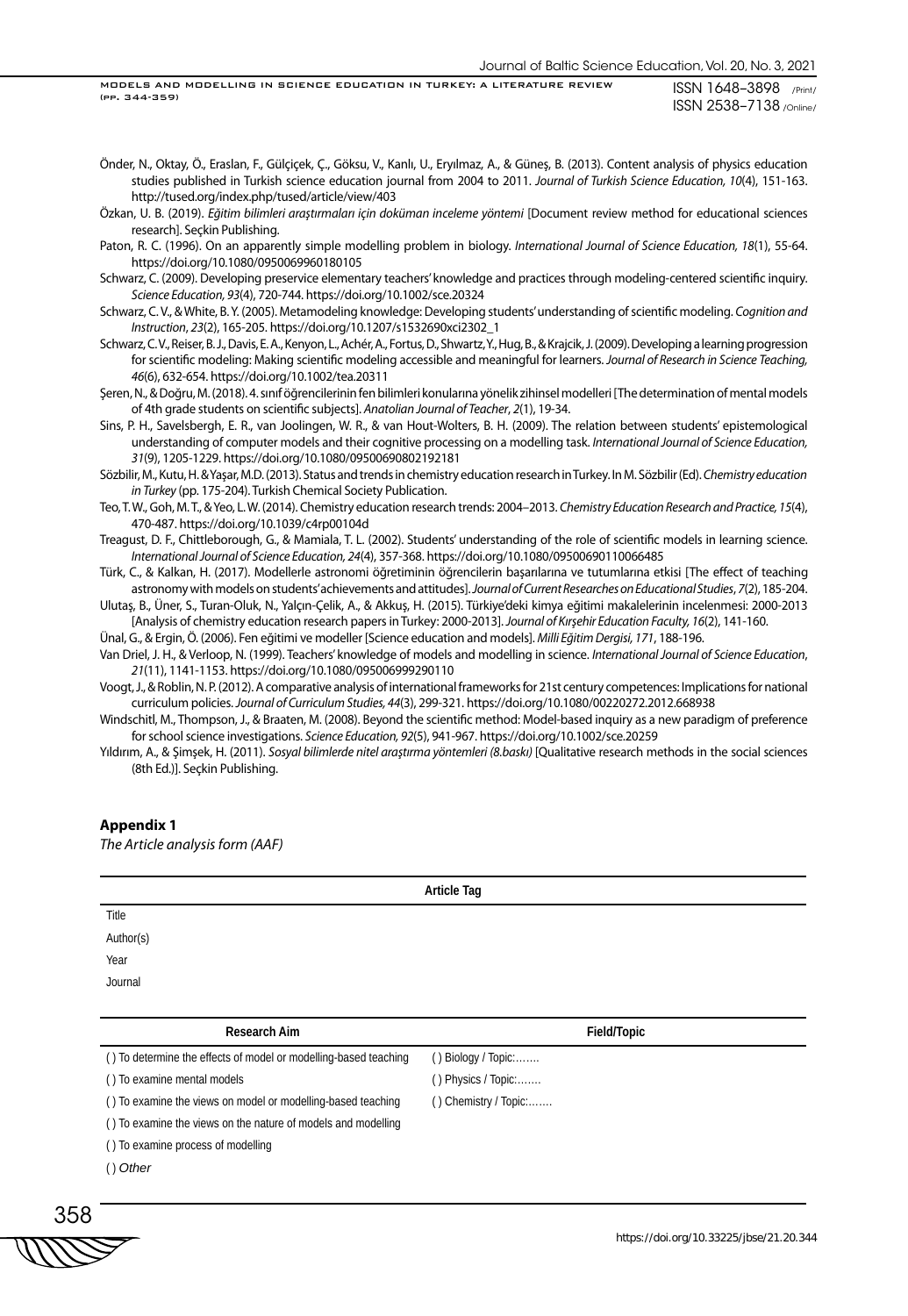Önder, N., Oktay, Ö., Eraslan, F., Gülçiçek, Ç., Göksu, V., Kanlı, U., Eryılmaz, A., & Güneş, B. (2013). Content analysis of physics education studies published in Turkish science education journal from 2004 to 2011. *Journal of Turkish Science Education*, *10*(4), 151-163. http://tused.org/index.php/tused/article/view/403

Özkan, U. B. (2019). *Eğitim bilimleri araştırmaları için doküman inceleme yöntemi* [Document review method for educational sciences research]. Seçkin Publishing.

Paton, R. C. (1996). On an apparently simple modelling problem in biology. *International Journal of Science Education, 18*(1), 55-64. https://doi.org/10.1080/0950069960180105

Schwarz, C. (2009). Developing preservice elementary teachers' knowledge and practices through modeling-centered scientific inquiry. *Science Education, 93*(4), 720-744. https://doi.org/10.1002/sce.20324

Schwarz, C. V., & White, B. Y. (2005). Metamodeling knowledge: Developing students' understanding of scientific modeling. *Cognition and Instruction*, *23*(2), 165-205. https://doi.org/10.1207/s1532690xci2302_1

Schwarz, C. V., Reiser, B. J., Davis, E. A., Kenyon, L., Achér, A., Fortus, D., Shwartz, Y., Hug, B., & Krajcik, J. (2009). Developing a learning progression for scientific modeling: Making scientific modeling accessible and meaningful for learners. *Journal of Research in Science Teaching, 46*(6), 632-654. https://doi.org/10.1002/tea.20311

Şeren, N., & Doğru, M. (2018). 4. sınıf öğrencilerinin fen bilimleri konularına yönelik zihinsel modelleri [The determination of mental models of 4th grade students on scientific subjects]. *Anatolian Journal of Teacher*, *2*(1), 19-34.

Sins, P. H., Savelsbergh, E. R., van Joolingen, W. R., & van Hout-Wolters, B. H. (2009). The relation between students' epistemological understanding of computer models and their cognitive processing on a modelling task. *International Journal of Science Education, 31*(9), 1205-1229. https://doi.org/10.1080/09500690802192181

Sözbilir, M., Kutu, H. & Yaşar, M.D. (2013). Status and trends in chemistry education research in Turkey. In M. Sözbilir (Ed). *Chemistry education in Turkey* (pp. 175-204). Turkish Chemical Society Publication.

Teo, T. W., Goh, M. T., & Yeo, L. W. (2014). Chemistry education research trends: 2004–2013. *Chemistry Education Research and Practice, 15*(4), 470-487. https://doi.org/10.1039/c4rp00104d

Treagust, D. F., Chittleborough, G., & Mamiala, T. L. (2002). Students' understanding of the role of scientific models in learning science. *International Journal of Science Education, 24*(4), 357-368. https://doi.org/10.1080/09500690110066485

Türk, C., & Kalkan, H. (2017). Modellerle astronomi öğretiminin öğrencilerin başarılarına ve tutumlarına etkisi [The effect of teaching astronomy with models on students' achievements and attitudes]. *Journal of Current Researches on Educational Studies*, *7*(2), 185-204.

Ulutaş, B., Üner, S., Turan-Oluk, N., Yalçın-Çelik, A., & Akkuş, H. (2015). Türkiye'deki kimya eğitimi makalelerinin incelenmesi: 2000-2013 [Analysis of chemistry education research papers in Turkey: 2000-2013]. *Journal of Kırşehir Education Faculty, 16*(2), 141-160.

Ünal, G., & Ergin, Ö. (2006). Fen eğitimi ve modeller [Science education and models]. *Milli Eğitim Dergisi, 171*, 188-196.

Van Driel, J. H., & Verloop, N. (1999). Teachers' knowledge of models and modelling in science. *International Journal of Science Education*, *21*(11), 1141-1153. https://doi.org/10.1080/095006999290110

Voogt, J., & Roblin, N. P. (2012). A comparative analysis of international frameworks for 21st century competences: Implications for national curriculum policies. *Journal of Curriculum Studies, 44*(3), 299-321. https://doi.org/10.1080/00220272.2012.668938

Windschitl, M., Thompson, J., & Braaten, M. (2008). Beyond the scientific method: Model-based inquiry as a new paradigm of preference for school science investigations. *Science Education, 92*(5), 941-967. https://doi.org/10.1002/sce.20259

Yıldırım, A., & Şimşek, H. (2011). *Sosyal bilimlerde nitel araştırma yöntemleri (8.baskı)* [Qualitative research methods in the social sciences (8th Ed.)]. Seçkin Publishing.

## Appendix 1

*The Article analysis form (AAF)*

| Article Tag |
| --- |
| Title |
| Author(s) |
| Year |
| Journal |

| Research Aim | Field/Topic |
| --- | --- |
| ( ) To determine the effects of model or modelling-based teaching | ( ) Biology / Topic:……. |
| ( ) To examine mental models | ( ) Physics / Topic:……. |
| ( ) To examine the views on model or modelling-based teaching | ( ) Chemistry / Topic:……. |
| ( ) To examine the views on the nature of models and modelling | |
| ( ) To examine process of modelling | |
| ( ) *Other* | |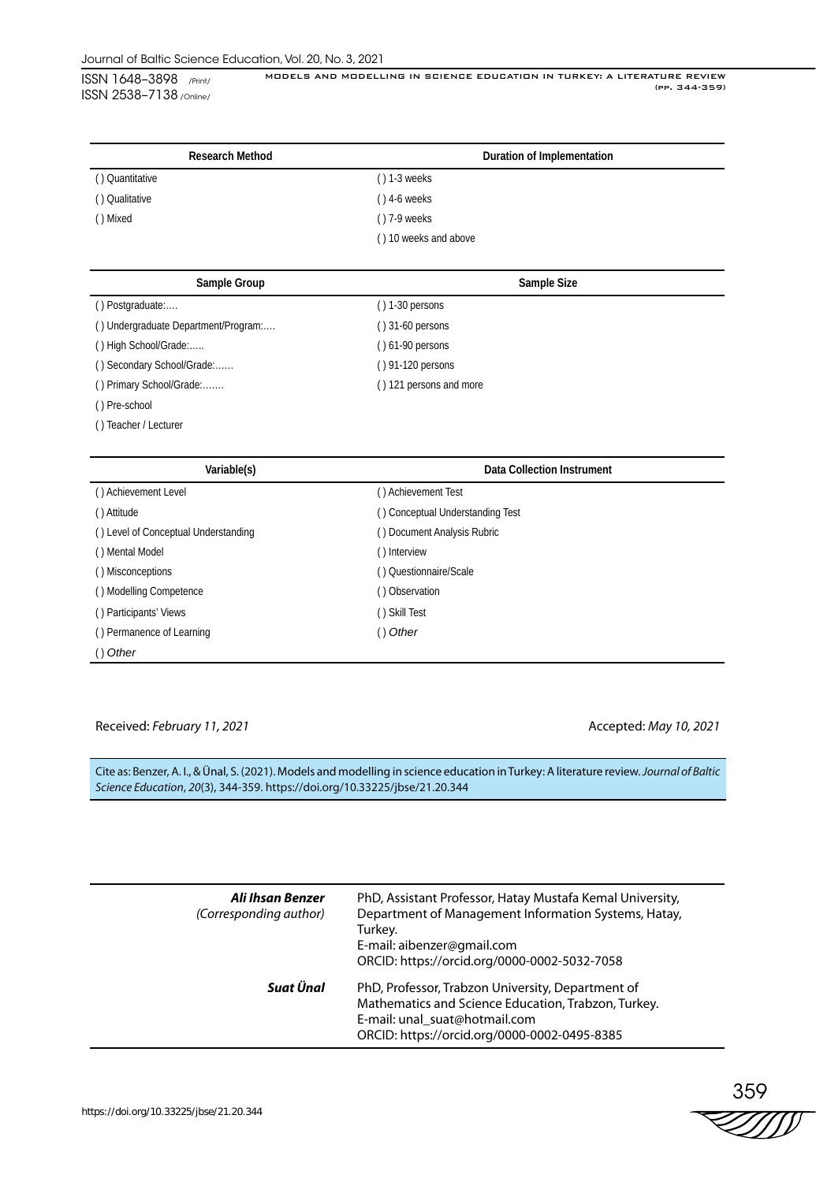| Research Method | Duration of Implementation |
|---|---|
| ( ) Quantitative | ( ) 1-3 weeks |
| ( ) Qualitative | ( ) 4-6 weeks |
| ( ) Mixed | ( ) 7-9 weeks |
| | ( ) 10 weeks and above |

| Sample Group | Sample Size |
|---|---|
| ( ) Postgraduate:…. | ( ) 1-30 persons |
| ( ) Undergraduate Department/Program:…. | ( ) 31-60 persons |
| ( ) High School/Grade:….. | ( ) 61-90 persons |
| ( ) Secondary School/Grade:…… | ( ) 91-120 persons |
| ( ) Primary School/Grade:……. | ( ) 121 persons and more |
| ( ) Pre-school | |
| ( ) Teacher / Lecturer | |

| Variable(s) | Data Collection Instrument |
|---|---|
| ( ) Achievement Level | ( ) Achievement Test |
| ( ) Attitude | ( ) Conceptual Understanding Test |
| ( ) Level of Conceptual Understanding | ( ) Document Analysis Rubric |
| ( ) Mental Model | ( ) Interview |
| ( ) Misconceptions | ( ) Questionnaire/Scale |
| ( ) Modelling Competence | ( ) Observation |
| ( ) Participants' Views | ( ) Skill Test |
| ( ) Permanence of Learning | ( ) *Other* |
| ( ) *Other* | |

Received: *February 11, 2021*

Accepted: *May 10, 2021*

Cite as: Benzer, A. I., & Ünal, S. (2021). Models and modelling in science education in Turkey: A literature review. *Journal of Baltic Science Education*, *20*(3), 344-359. https://doi.org/10.33225/jbse/21.20.344

| | |
|---|---|
| ***Ali Ihsan Benzer*** *(Corresponding author)* | PhD, Assistant Professor, Hatay Mustafa Kemal University, Department of Management Information Systems, Hatay, Turkey. E-mail: aibenzer@gmail.com ORCID: https://orcid.org/0000-0002-5032-7058 |
| ***Suat Ünal*** | PhD, Professor, Trabzon University, Department of Mathematics and Science Education, Trabzon, Turkey. E-mail: unal_suat@hotmail.com ORCID: https://orcid.org/0000-0002-0495-8385 |